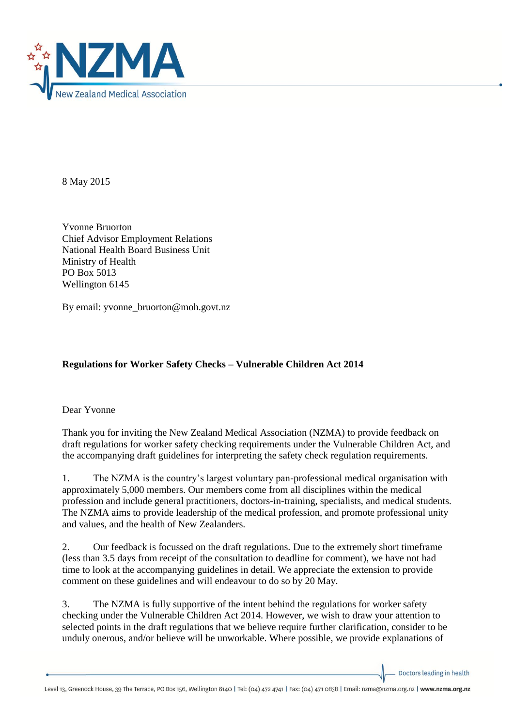8 May 2015

Yvonne Bruorton
Chief Advisor Employment Relations
National Health Board Business Unit
Ministry of Health
PO Box 5013
Wellington 6145

By email: yvonne_bruorton@moh.govt.nz

**Regulations for Worker Safety Checks – Vulnerable Children Act 2014**

Dear Yvonne

Thank you for inviting the New Zealand Medical Association (NZMA) to provide feedback on draft regulations for worker safety checking requirements under the Vulnerable Children Act, and the accompanying draft guidelines for interpreting the safety check regulation requirements.

1. The NZMA is the country's largest voluntary pan-professional medical organisation with approximately 5,000 members. Our members come from all disciplines within the medical profession and include general practitioners, doctors-in-training, specialists, and medical students. The NZMA aims to provide leadership of the medical profession, and promote professional unity and values, and the health of New Zealanders.

2. Our feedback is focussed on the draft regulations. Due to the extremely short timeframe (less than 3.5 days from receipt of the consultation to deadline for comment), we have not had time to look at the accompanying guidelines in detail. We appreciate the extension to provide comment on these guidelines and will endeavour to do so by 20 May.

3. The NZMA is fully supportive of the intent behind the regulations for worker safety checking under the Vulnerable Children Act 2014. However, we wish to draw your attention to selected points in the draft regulations that we believe require further clarification, consider to be unduly onerous, and/or believe will be unworkable. Where possible, we provide explanations of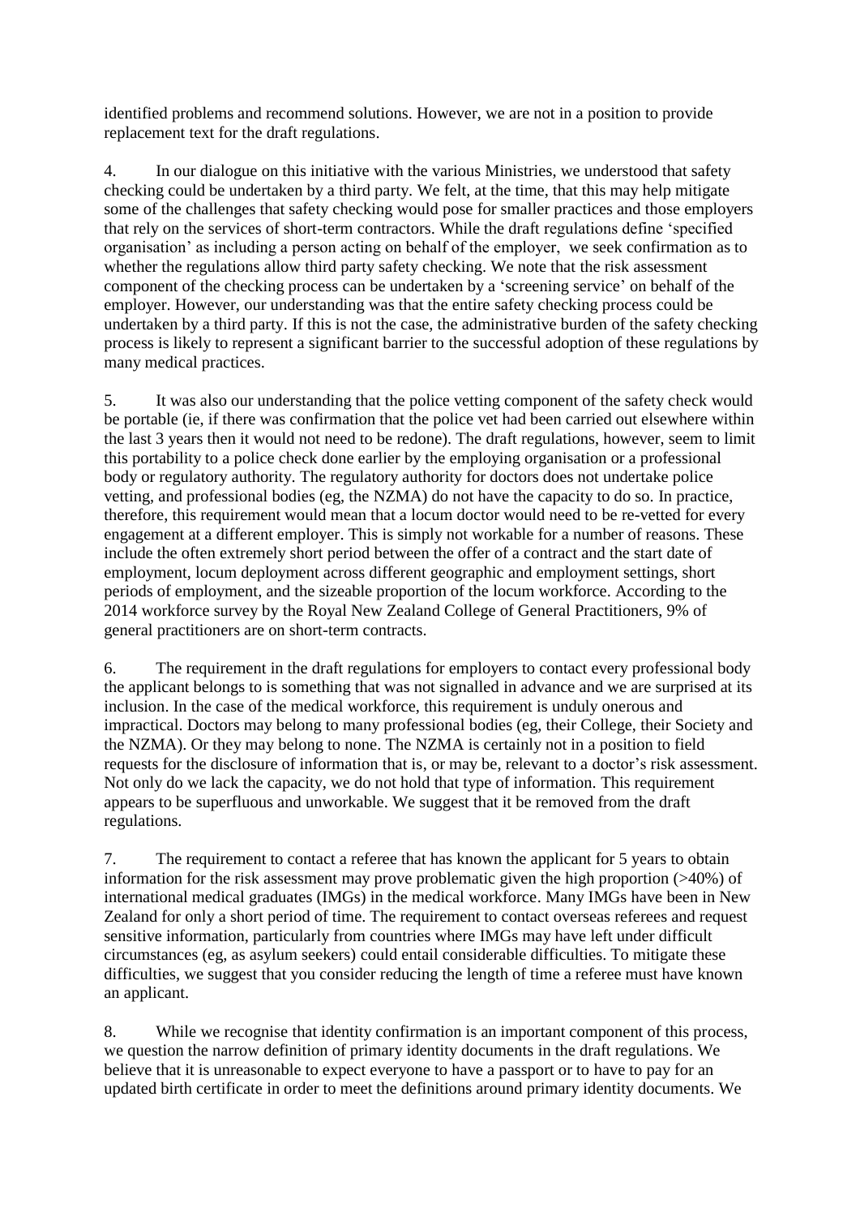identified problems and recommend solutions. However, we are not in a position to provide replacement text for the draft regulations.

4. In our dialogue on this initiative with the various Ministries, we understood that safety checking could be undertaken by a third party. We felt, at the time, that this may help mitigate some of the challenges that safety checking would pose for smaller practices and those employers that rely on the services of short-term contractors. While the draft regulations define 'specified organisation' as including a person acting on behalf of the employer, we seek confirmation as to whether the regulations allow third party safety checking. We note that the risk assessment component of the checking process can be undertaken by a 'screening service' on behalf of the employer. However, our understanding was that the entire safety checking process could be undertaken by a third party. If this is not the case, the administrative burden of the safety checking process is likely to represent a significant barrier to the successful adoption of these regulations by many medical practices.

5. It was also our understanding that the police vetting component of the safety check would be portable (ie, if there was confirmation that the police vet had been carried out elsewhere within the last 3 years then it would not need to be redone). The draft regulations, however, seem to limit this portability to a police check done earlier by the employing organisation or a professional body or regulatory authority. The regulatory authority for doctors does not undertake police vetting, and professional bodies (eg, the NZMA) do not have the capacity to do so. In practice, therefore, this requirement would mean that a locum doctor would need to be re-vetted for every engagement at a different employer. This is simply not workable for a number of reasons. These include the often extremely short period between the offer of a contract and the start date of employment, locum deployment across different geographic and employment settings, short periods of employment, and the sizeable proportion of the locum workforce. According to the 2014 workforce survey by the Royal New Zealand College of General Practitioners, 9% of general practitioners are on short-term contracts.

6. The requirement in the draft regulations for employers to contact every professional body the applicant belongs to is something that was not signalled in advance and we are surprised at its inclusion. In the case of the medical workforce, this requirement is unduly onerous and impractical. Doctors may belong to many professional bodies (eg, their College, their Society and the NZMA). Or they may belong to none. The NZMA is certainly not in a position to field requests for the disclosure of information that is, or may be, relevant to a doctor's risk assessment. Not only do we lack the capacity, we do not hold that type of information. This requirement appears to be superfluous and unworkable. We suggest that it be removed from the draft regulations.

7. The requirement to contact a referee that has known the applicant for 5 years to obtain information for the risk assessment may prove problematic given the high proportion (>40%) of international medical graduates (IMGs) in the medical workforce. Many IMGs have been in New Zealand for only a short period of time. The requirement to contact overseas referees and request sensitive information, particularly from countries where IMGs may have left under difficult circumstances (eg, as asylum seekers) could entail considerable difficulties. To mitigate these difficulties, we suggest that you consider reducing the length of time a referee must have known an applicant.

8. While we recognise that identity confirmation is an important component of this process, we question the narrow definition of primary identity documents in the draft regulations. We believe that it is unreasonable to expect everyone to have a passport or to have to pay for an updated birth certificate in order to meet the definitions around primary identity documents. We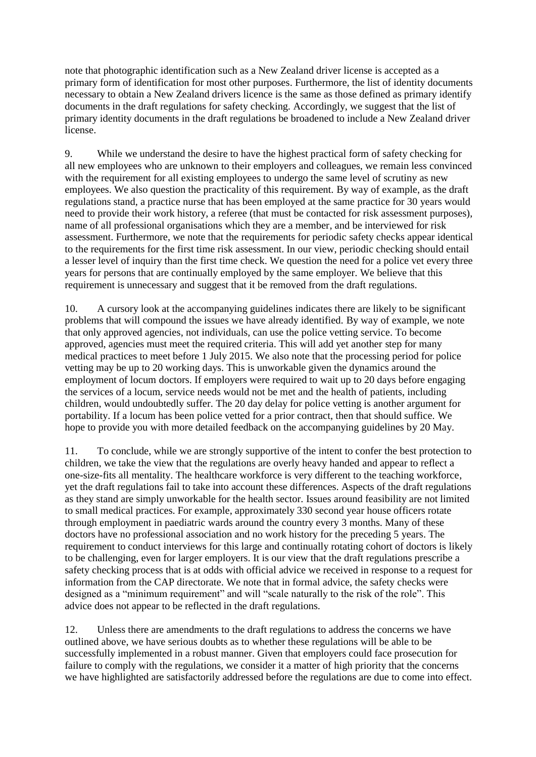note that photographic identification such as a New Zealand driver license is accepted as a primary form of identification for most other purposes. Furthermore, the list of identity documents necessary to obtain a New Zealand drivers licence is the same as those defined as primary identify documents in the draft regulations for safety checking. Accordingly, we suggest that the list of primary identity documents in the draft regulations be broadened to include a New Zealand driver license.

9. While we understand the desire to have the highest practical form of safety checking for all new employees who are unknown to their employers and colleagues, we remain less convinced with the requirement for all existing employees to undergo the same level of scrutiny as new employees. We also question the practicality of this requirement. By way of example, as the draft regulations stand, a practice nurse that has been employed at the same practice for 30 years would need to provide their work history, a referee (that must be contacted for risk assessment purposes), name of all professional organisations which they are a member, and be interviewed for risk assessment. Furthermore, we note that the requirements for periodic safety checks appear identical to the requirements for the first time risk assessment. In our view, periodic checking should entail a lesser level of inquiry than the first time check. We question the need for a police vet every three years for persons that are continually employed by the same employer. We believe that this requirement is unnecessary and suggest that it be removed from the draft regulations.

10. A cursory look at the accompanying guidelines indicates there are likely to be significant problems that will compound the issues we have already identified. By way of example, we note that only approved agencies, not individuals, can use the police vetting service. To become approved, agencies must meet the required criteria. This will add yet another step for many medical practices to meet before 1 July 2015. We also note that the processing period for police vetting may be up to 20 working days. This is unworkable given the dynamics around the employment of locum doctors. If employers were required to wait up to 20 days before engaging the services of a locum, service needs would not be met and the health of patients, including children, would undoubtedly suffer. The 20 day delay for police vetting is another argument for portability. If a locum has been police vetted for a prior contract, then that should suffice. We hope to provide you with more detailed feedback on the accompanying guidelines by 20 May.

11. To conclude, while we are strongly supportive of the intent to confer the best protection to children, we take the view that the regulations are overly heavy handed and appear to reflect a one-size-fits all mentality. The healthcare workforce is very different to the teaching workforce, yet the draft regulations fail to take into account these differences. Aspects of the draft regulations as they stand are simply unworkable for the health sector. Issues around feasibility are not limited to small medical practices. For example, approximately 330 second year house officers rotate through employment in paediatric wards around the country every 3 months. Many of these doctors have no professional association and no work history for the preceding 5 years. The requirement to conduct interviews for this large and continually rotating cohort of doctors is likely to be challenging, even for larger employers. It is our view that the draft regulations prescribe a safety checking process that is at odds with official advice we received in response to a request for information from the CAP directorate. We note that in formal advice, the safety checks were designed as a "minimum requirement" and will "scale naturally to the risk of the role". This advice does not appear to be reflected in the draft regulations.

12. Unless there are amendments to the draft regulations to address the concerns we have outlined above, we have serious doubts as to whether these regulations will be able to be successfully implemented in a robust manner. Given that employers could face prosecution for failure to comply with the regulations, we consider it a matter of high priority that the concerns we have highlighted are satisfactorily addressed before the regulations are due to come into effect.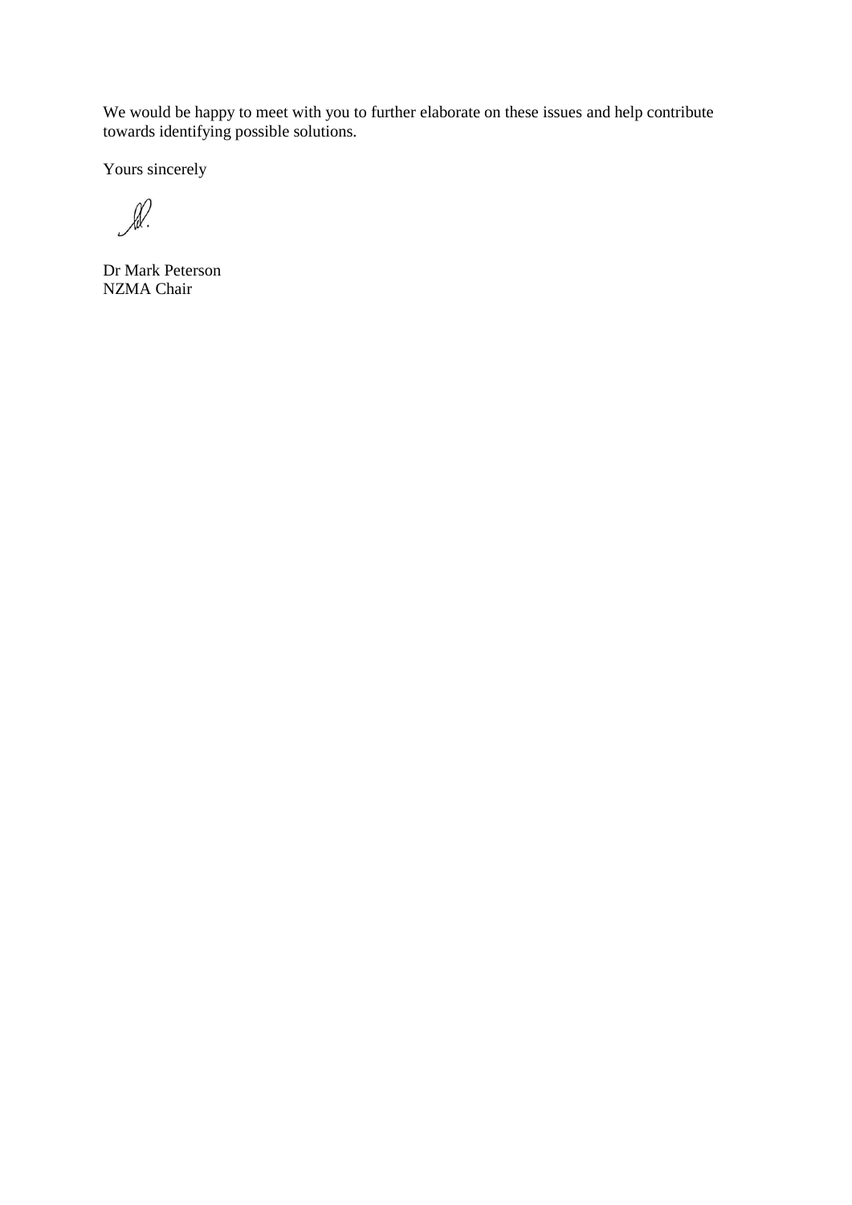We would be happy to meet with you to further elaborate on these issues and help contribute towards identifying possible solutions.

Yours sincerely

Dr Mark Peterson
NZMA Chair